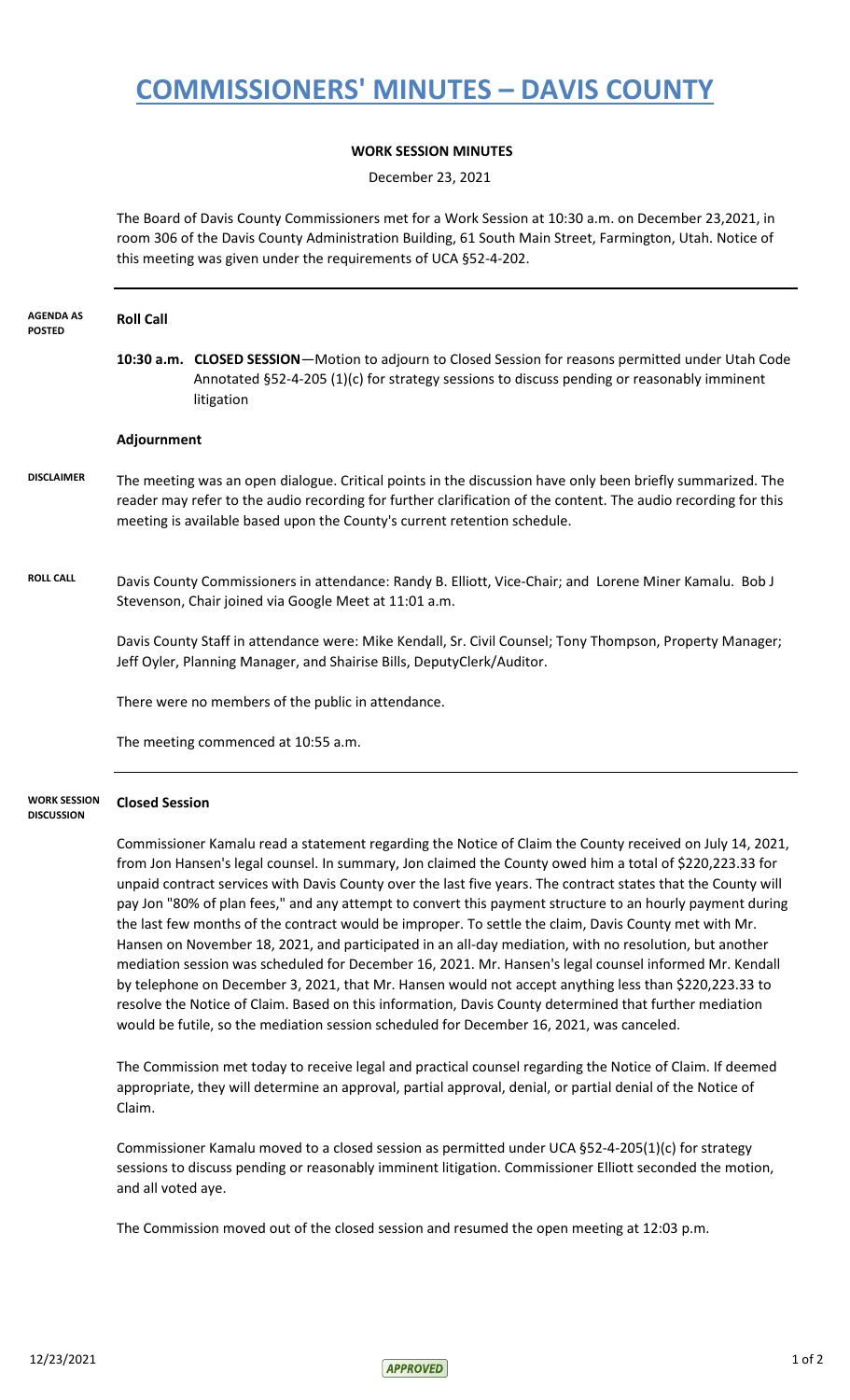# COMMISSIONERS' MINUTES – DAVIS COUNTY

**WORK SESSION MINUTES**

December 23, 2021

The Board of Davis County Commissioners met for a Work Session at 10:30 a.m. on December 23,2021, in room 306 of the Davis County Administration Building, 61 South Main Street, Farmington, Utah. Notice of this meeting was given under the requirements of UCA §52-4-202.

---

**AGENDA AS POSTED**

**Roll Call**

**10:30 a.m. CLOSED SESSION**—Motion to adjourn to Closed Session for reasons permitted under Utah Code Annotated §52-4-205 (1)(c) for strategy sessions to discuss pending or reasonably imminent litigation

**Adjournment**

**DISCLAIMER**

The meeting was an open dialogue. Critical points in the discussion have only been briefly summarized. The reader may refer to the audio recording for further clarification of the content. The audio recording for this meeting is available based upon the County's current retention schedule.

**ROLL CALL**

Davis County Commissioners in attendance: Randy B. Elliott, Vice-Chair; and Lorene Miner Kamalu. Bob J Stevenson, Chair joined via Google Meet at 11:01 a.m.

Davis County Staff in attendance were: Mike Kendall, Sr. Civil Counsel; Tony Thompson, Property Manager; Jeff Oyler, Planning Manager, and Shairise Bills, DeputyClerk/Auditor.

There were no members of the public in attendance.

The meeting commenced at 10:55 a.m.

---

**WORK SESSION DISCUSSION**

**Closed Session**

Commissioner Kamalu read a statement regarding the Notice of Claim the County received on July 14, 2021, from Jon Hansen's legal counsel. In summary, Jon claimed the County owed him a total of $220,223.33 for unpaid contract services with Davis County over the last five years. The contract states that the County will pay Jon "80% of plan fees," and any attempt to convert this payment structure to an hourly payment during the last few months of the contract would be improper. To settle the claim, Davis County met with Mr. Hansen on November 18, 2021, and participated in an all-day mediation, with no resolution, but another mediation session was scheduled for December 16, 2021. Mr. Hansen's legal counsel informed Mr. Kendall by telephone on December 3, 2021, that Mr. Hansen would not accept anything less than $220,223.33 to resolve the Notice of Claim. Based on this information, Davis County determined that further mediation would be futile, so the mediation session scheduled for December 16, 2021, was canceled.

The Commission met today to receive legal and practical counsel regarding the Notice of Claim. If deemed appropriate, they will determine an approval, partial approval, denial, or partial denial of the Notice of Claim.

Commissioner Kamalu moved to a closed session as permitted under UCA §52-4-205(1)(c) for strategy sessions to discuss pending or reasonably imminent litigation. Commissioner Elliott seconded the motion, and all voted aye.

The Commission moved out of the closed session and resumed the open meeting at 12:03 p.m.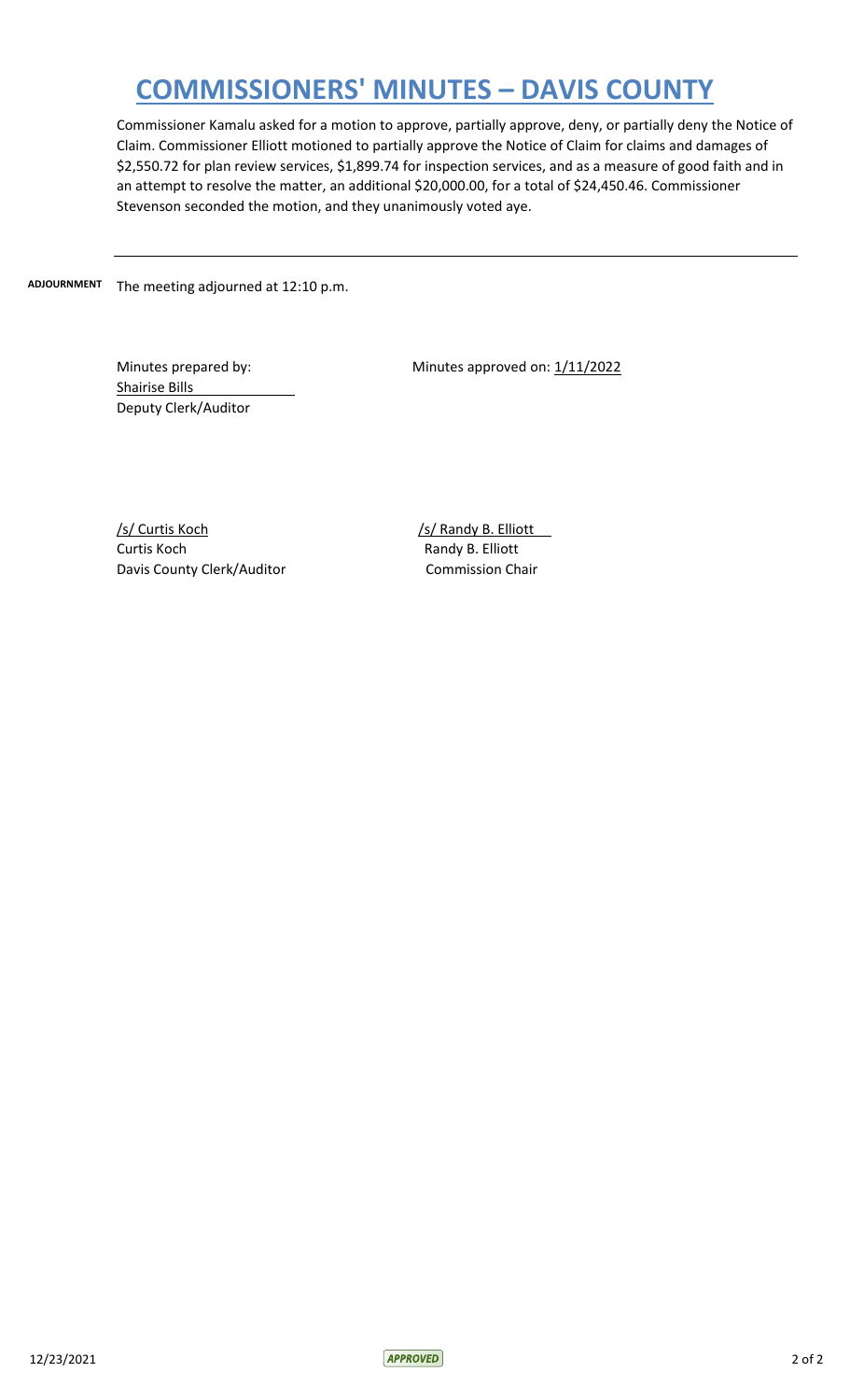# COMMISSIONERS' MINUTES – DAVIS COUNTY

Commissioner Kamalu asked for a motion to approve, partially approve, deny, or partially deny the Notice of Claim. Commissioner Elliott motioned to partially approve the Notice of Claim for claims and damages of $2,550.72 for plan review services, $1,899.74 for inspection services, and as a measure of good faith and in an attempt to resolve the matter, an additional $20,000.00, for a total of $24,450.46. Commissioner Stevenson seconded the motion, and they unanimously voted aye.

---

**ADJOURNMENT** The meeting adjourned at 12:10 p.m.

Minutes prepared by:
Shairise Bills
Deputy Clerk/Auditor

Minutes approved on: 1/11/2022

/s/ Curtis Koch
Curtis Koch
Davis County Clerk/Auditor

/s/ Randy B. Elliott
Randy B. Elliott
Commission Chair

12/23/2021 APPROVED